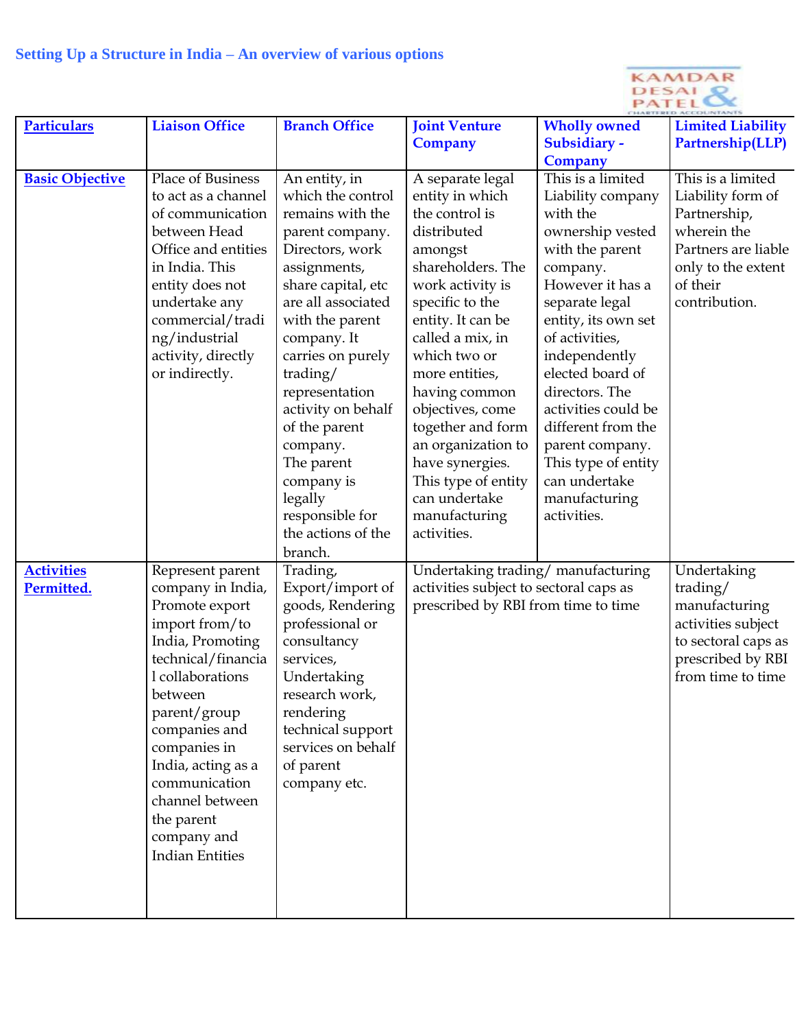## Setting Up a Structure in India – An overview of various options

| Particulars | Liaison Office | Branch Office | Joint Venture Company | Wholly owned Subsidiary - Company | Limited Liability Partnership(LLP) |
|---|---|---|---|---|---|
| Basic Objective | Place of Business to act as a channel of communication between Head Office and entities in India. This entity does not undertake any commercial/trading/industrial activity, directly or indirectly. | An entity, in which the control remains with the parent company. Directors, work assignments, share capital, etc are all associated with the parent company. It carries on purely trading/ representation activity on behalf of the parent company. The parent company is legally responsible for the actions of the branch. | A separate legal entity in which the control is distributed amongst shareholders. The work activity is specific to the entity. It can be called a mix, in which two or more entities, having common objectives, come together and form an organization to have synergies. This type of entity can undertake manufacturing activities. | This is a limited Liability company with the ownership vested with the parent company. However it has a separate legal entity, its own set of activities, independently elected board of directors. The activities could be different from the parent company. This type of entity can undertake manufacturing activities. | This is a limited Liability form of Partnership, wherein the Partners are liable only to the extent of their contribution. |
| Activities Permitted. | Represent parent company in India, Promote export import from/to India, Promoting technical/financial collaborations between parent/group companies and companies in India, acting as a communication channel between the parent company and Indian Entities | Trading, Export/import of goods, Rendering professional or consultancy services, Undertaking research work, rendering technical support services on behalf of parent company etc. | Undertaking trading/ manufacturing activities subject to sectoral caps as prescribed by RBI from time to time | | Undertaking trading/ manufacturing activities subject to sectoral caps as prescribed by RBI from time to time |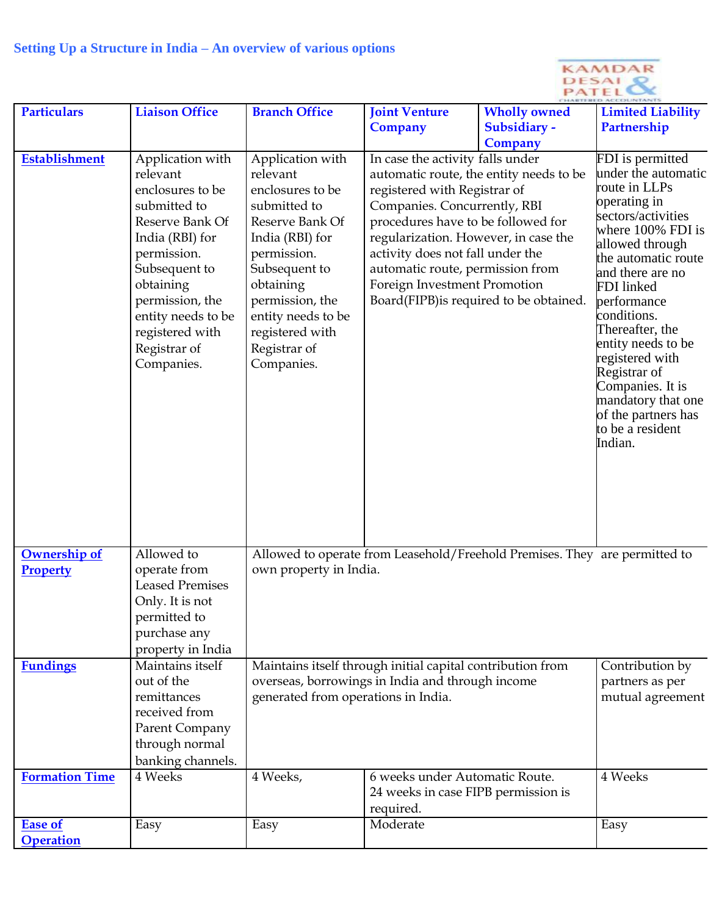**Setting Up a Structure in India – An overview of various options**

| Particulars | Liaison Office | Branch Office | Joint Venture Company | Wholly owned Subsidiary - Company | Limited Liability Partnership |
|---|---|---|---|---|---|
| **Establishment** | Application with relevant enclosures to be submitted to Reserve Bank Of India (RBI) for permission. Subsequent to obtaining permission, the entity needs to be registered with Registrar of Companies. | Application with relevant enclosures to be submitted to Reserve Bank Of India (RBI) for permission. Subsequent to obtaining permission, the entity needs to be registered with Registrar of Companies. | In case the activity falls under automatic route, the entity needs to be registered with Registrar of Companies. Concurrently, RBI procedures have to be followed for regularization. However, in case the activity does not fall under the automatic route, permission from Foreign Investment Promotion Board(FIPB)is required to be obtained. | | FDI is permitted under the automatic route in LLPs operating in sectors/activities where 100% FDI is allowed through the automatic route and there are no FDI linked performance conditions. Thereafter, the entity needs to be registered with Registrar of Companies. It is mandatory that one of the partners has to be a resident Indian. |
| **Ownership of Property** | Allowed to operate from Leased Premises Only. It is not permitted to purchase any property in India | Allowed to operate from Leasehold/Freehold Premises. They are permitted to own property in India. | | | |
| **Fundings** | Maintains itself out of the remittances received from Parent Company through normal banking channels. | Maintains itself through initial capital contribution from overseas, borrowings in India and through income generated from operations in India. | | | Contribution by partners as per mutual agreement |
| **Formation Time** | 4 Weeks | 4 Weeks, | 6 weeks under Automatic Route. 24 weeks in case FIPB permission is required. | | 4 Weeks |
| **Ease of Operation** | Easy | Easy | Moderate | | Easy |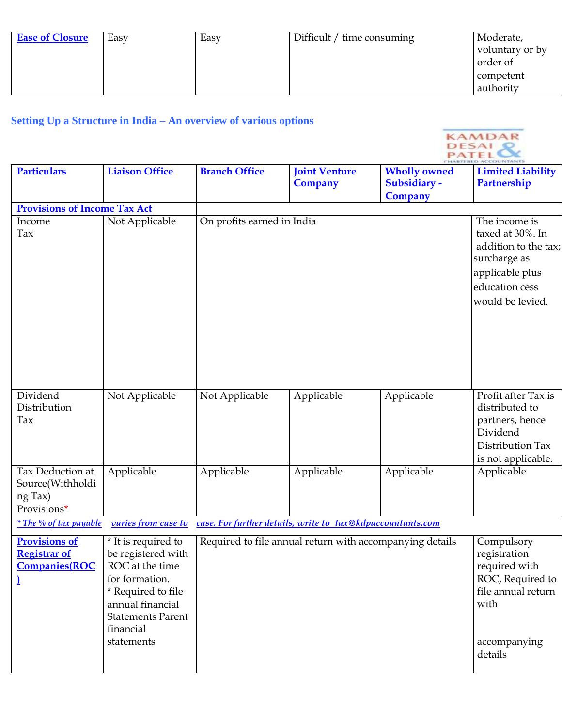| Ease of Closure | Easy | Easy | Difficult / time consuming | | Moderate, voluntary or by order of competent authority |
|---|---|---|---|---|---|

**Setting Up a Structure in India – An overview of various options**

| Particulars | Liaison Office | Branch Office | Joint Venture Company | Wholly owned Subsidiary - Company | Limited Liability Partnership |
|---|---|---|---|---|---|
| **Provisions of Income Tax Act** | | | | | |
| Income Tax | Not Applicable | On profits earned in India | | | The income is taxed at 30%. In addition to the tax; surcharge as applicable plus education cess would be levied. |
| Dividend Distribution Tax | Not Applicable | Not Applicable | Applicable | Applicable | Profit after Tax is distributed to partners, hence Dividend Distribution Tax is not applicable. |
| Tax Deduction at Source(Withholding Tax) Provisions* | Applicable | Applicable | Applicable | Applicable | Applicable |
| *\* The % of tax payable varies from case to case. For further details, write to tax@kdpaccountants.com* | | | | | |
| **Provisions of Registrar of Companies(ROC)** | \* It is required to be registered with ROC at the time for formation. \* Required to file annual financial Statements Parent financial statements | Required to file annual return with accompanying details | | | Compulsory registration required with ROC, Required to file annual return with accompanying details |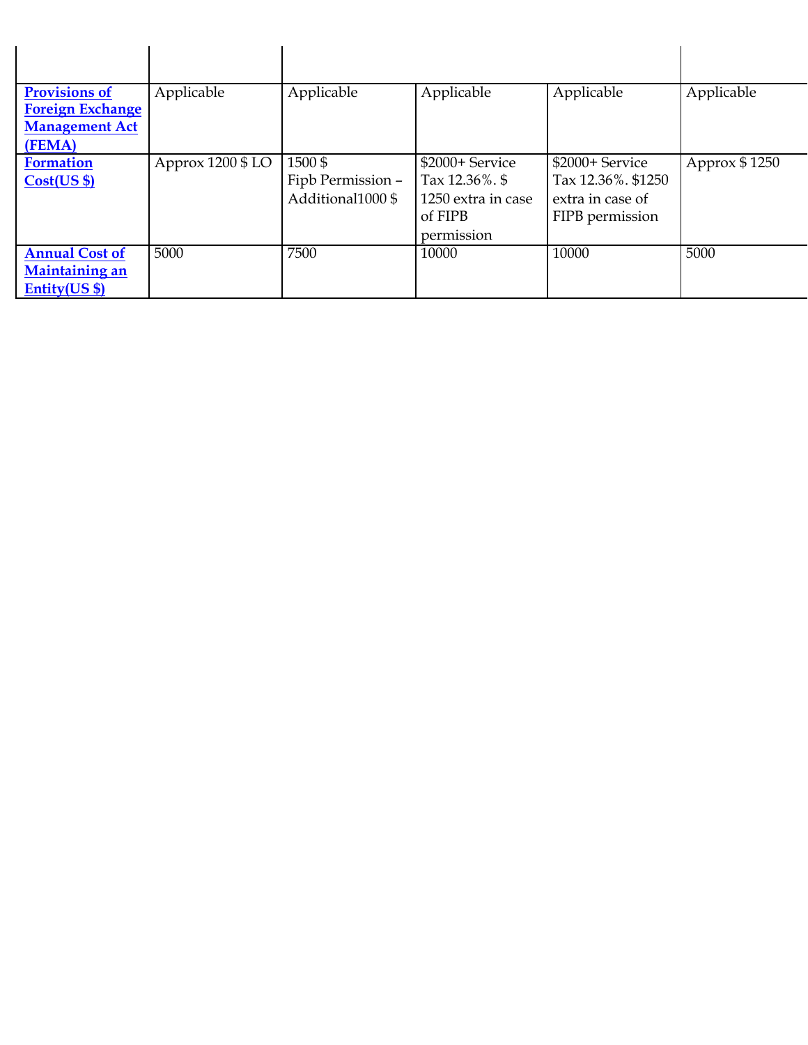| | | | | | |
|---|---|---|---|---|---|
| **Provisions of Foreign Exchange Management Act (FEMA)** | Applicable | Applicable | Applicable | Applicable | Applicable |
| **Formation Cost(US $)** | Approx 1200 $ LO | 1500 $<br>Fipb Permission – Additional1000 $ | $2000+ Service Tax 12.36%. $ 1250 extra in case of FIPB permission | $2000+ Service Tax 12.36%. $1250 extra in case of FIPB permission | Approx $ 1250 |
| **Annual Cost of Maintaining an Entity(US $)** | 5000 | 7500 | 10000 | 10000 | 5000 |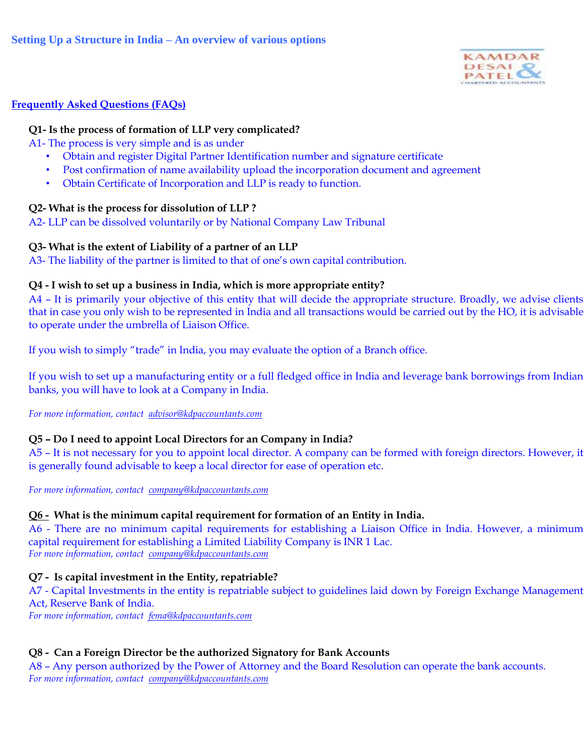## Setting Up a Structure in India – An overview of various options

KAMDAR DESAI & PATEL CHARTERED ACCOUNTANTS

### Frequently Asked Questions (FAQs)

**Q1- Is the process of formation of LLP very complicated?**

A1- The process is very simple and is as under

- Obtain and register Digital Partner Identification number and signature certificate
- Post confirmation of name availability upload the incorporation document and agreement
- Obtain Certificate of Incorporation and LLP is ready to function.

**Q2- What is the process for dissolution of LLP ?**

A2- LLP can be dissolved voluntarily or by National Company Law Tribunal

**Q3- What is the extent of Liability of a partner of an LLP**

A3- The liability of the partner is limited to that of one's own capital contribution.

**Q4 - I wish to set up a business in India, which is more appropriate entity?**

A4 – It is primarily your objective of this entity that will decide the appropriate structure. Broadly, we advise clients that in case you only wish to be represented in India and all transactions would be carried out by the HO, it is advisable to operate under the umbrella of Liaison Office.

If you wish to simply "trade" in India, you may evaluate the option of a Branch office.

If you wish to set up a manufacturing entity or a full fledged office in India and leverage bank borrowings from Indian banks, you will have to look at a Company in India.

*For more information, contact advisor@kdpaccountants.com*

**Q5 – Do I need to appoint Local Directors for an Company in India?**

A5 – It is not necessary for you to appoint local director. A company can be formed with foreign directors. However, it is generally found advisable to keep a local director for ease of operation etc.

*For more information, contact company@kdpaccountants.com*

**Q6 - What is the minimum capital requirement for formation of an Entity in India.**

A6 - There are no minimum capital requirements for establishing a Liaison Office in India. However, a minimum capital requirement for establishing a Limited Liability Company is INR 1 Lac.

*For more information, contact company@kdpaccountants.com*

**Q7 - Is capital investment in the Entity, repatriable?**

A7 - Capital Investments in the entity is repatriable subject to guidelines laid down by Foreign Exchange Management Act, Reserve Bank of India.

*For more information, contact fema@kdpaccountants.com*

**Q8 - Can a Foreign Director be the authorized Signatory for Bank Accounts**

A8 – Any person authorized by the Power of Attorney and the Board Resolution can operate the bank accounts.

*For more information, contact company@kdpaccountants.com*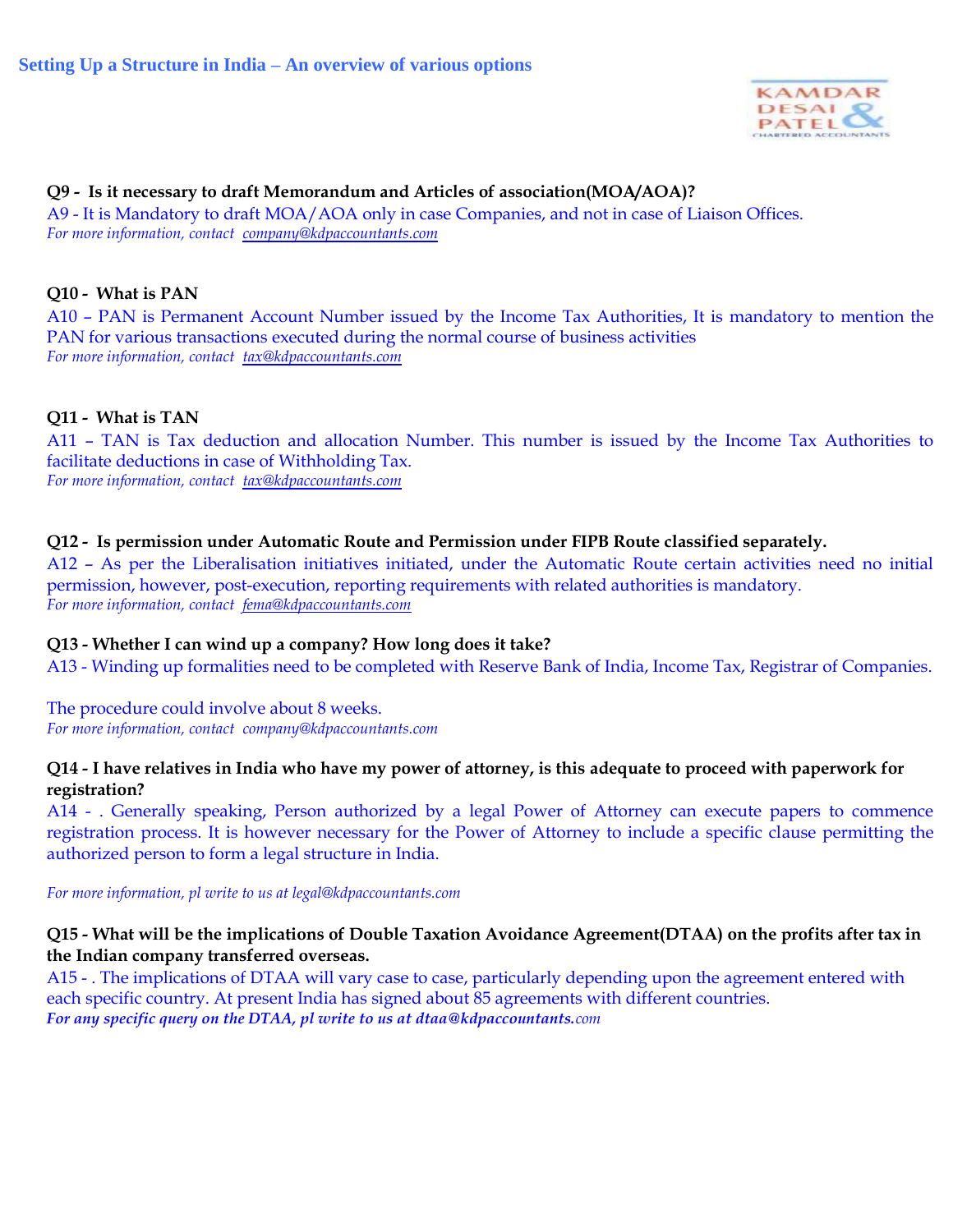**Q9 - Is it necessary to draft Memorandum and Articles of association(MOA/AOA)?**

A9 - It is Mandatory to draft MOA/AOA only in case Companies, and not in case of Liaison Offices.

*For more information, contact company@kdpaccountants.com*

**Q10 - What is PAN**

A10 – PAN is Permanent Account Number issued by the Income Tax Authorities, It is mandatory to mention the PAN for various transactions executed during the normal course of business activities

*For more information, contact tax@kdpaccountants.com*

**Q11 - What is TAN**

A11 – TAN is Tax deduction and allocation Number. This number is issued by the Income Tax Authorities to facilitate deductions in case of Withholding Tax.

*For more information, contact tax@kdpaccountants.com*

**Q12 - Is permission under Automatic Route and Permission under FIPB Route classified separately.**

A12 – As per the Liberalisation initiatives initiated, under the Automatic Route certain activities need no initial permission, however, post-execution, reporting requirements with related authorities is mandatory.

*For more information, contact fema@kdpaccountants.com*

**Q13 - Whether I can wind up a company? How long does it take?**

A13 - Winding up formalities need to be completed with Reserve Bank of India, Income Tax, Registrar of Companies.

The procedure could involve about 8 weeks.

*For more information, contact company@kdpaccountants.com*

**Q14 - I have relatives in India who have my power of attorney, is this adequate to proceed with paperwork for registration?**

A14 - . Generally speaking, Person authorized by a legal Power of Attorney can execute papers to commence registration process. It is however necessary for the Power of Attorney to include a specific clause permitting the authorized person to form a legal structure in India.

*For more information, pl write to us at legal@kdpaccountants.com*

**Q15 - What will be the implications of Double Taxation Avoidance Agreement(DTAA) on the profits after tax in the Indian company transferred overseas.**

A15 - . The implications of DTAA will vary case to case, particularly depending upon the agreement entered with each specific country. At present India has signed about 85 agreements with different countries.

***For any specific query on the DTAA, pl write to us at dtaa@kdpaccountants.**com*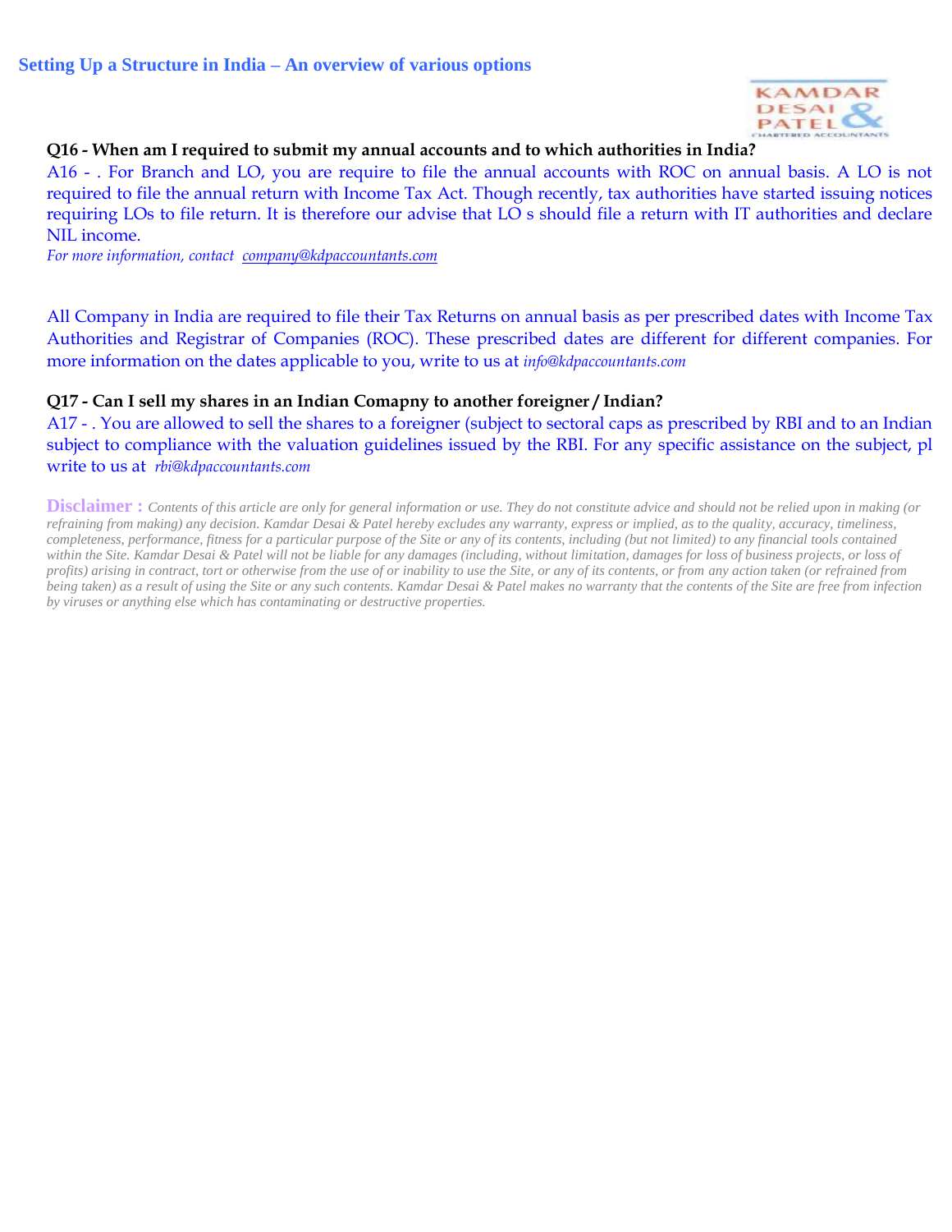**Q16 - When am I required to submit my annual accounts and to which authorities in India?**

A16 - . For Branch and LO, you are require to file the annual accounts with ROC on annual basis. A LO is not required to file the annual return with Income Tax Act. Though recently, tax authorities have started issuing notices requiring LOs to file return. It is therefore our advise that LO s should file a return with IT authorities and declare NIL income.

*For more information, contact company@kdpaccountants.com*

All Company in India are required to file their Tax Returns on annual basis as per prescribed dates with Income Tax Authorities and Registrar of Companies (ROC). These prescribed dates are different for different companies. For more information on the dates applicable to you, write to us at *info@kdpaccountants.com*

**Q17 - Can I sell my shares in an Indian Comapny to another foreigner / Indian?**

A17 - . You are allowed to sell the shares to a foreigner (subject to sectoral caps as prescribed by RBI and to an Indian subject to compliance with the valuation guidelines issued by the RBI. For any specific assistance on the subject, pl write to us at *rbi@kdpaccountants.com*

**Disclaimer :** *Contents of this article are only for general information or use. They do not constitute advice and should not be relied upon in making (or refraining from making) any decision. Kamdar Desai & Patel hereby excludes any warranty, express or implied, as to the quality, accuracy, timeliness, completeness, performance, fitness for a particular purpose of the Site or any of its contents, including (but not limited) to any financial tools contained within the Site. Kamdar Desai & Patel will not be liable for any damages (including, without limitation, damages for loss of business projects, or loss of profits) arising in contract, tort or otherwise from the use of or inability to use the Site, or any of its contents, or from any action taken (or refrained from being taken) as a result of using the Site or any such contents. Kamdar Desai & Patel makes no warranty that the contents of the Site are free from infection by viruses or anything else which has contaminating or destructive properties.*